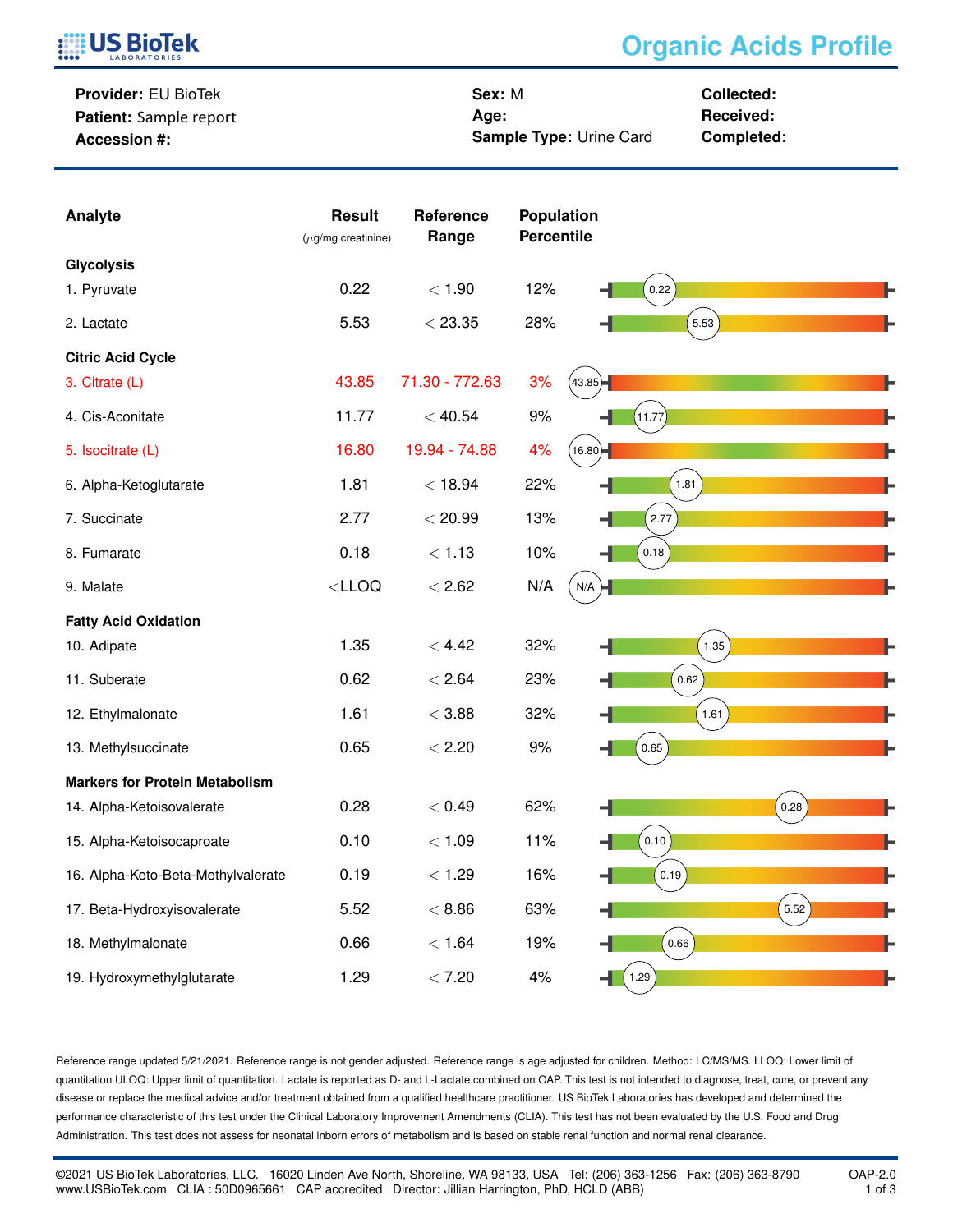# Organic Acids Profile

**Provider:** EU BioTek
**Patient:** Sample report
**Accession #:**

**Sex:** M
**Age:**
**Sample Type:** Urine Card

**Collected:**
**Received:**
**Completed:**

| Analyte | Result ($\mu$g/mg creatinine) | Reference Range | Population Percentile |
|---|---|---|---|
| **Glycolysis** | | | |
| 1. Pyruvate | 0.22 | < 1.90 | 12% |
| 2. Lactate | 5.53 | < 23.35 | 28% |
| **Citric Acid Cycle** | | | |
| 3. Citrate (L) | 43.85 | 71.30 - 772.63 | 3% |
| 4. Cis-Aconitate | 11.77 | < 40.54 | 9% |
| 5. Isocitrate (L) | 16.80 | 19.94 - 74.88 | 4% |
| 6. Alpha-Ketoglutarate | 1.81 | < 18.94 | 22% |
| 7. Succinate | 2.77 | < 20.99 | 13% |
| 8. Fumarate | 0.18 | < 1.13 | 10% |
| 9. Malate | <LLOQ | < 2.62 | N/A |
| **Fatty Acid Oxidation** | | | |
| 10. Adipate | 1.35 | < 4.42 | 32% |
| 11. Suberate | 0.62 | < 2.64 | 23% |
| 12. Ethylmalonate | 1.61 | < 3.88 | 32% |
| 13. Methylsuccinate | 0.65 | < 2.20 | 9% |
| **Markers for Protein Metabolism** | | | |
| 14. Alpha-Ketoisovalerate | 0.28 | < 0.49 | 62% |
| 15. Alpha-Ketoisocaproate | 0.10 | < 1.09 | 11% |
| 16. Alpha-Keto-Beta-Methylvalerate | 0.19 | < 1.29 | 16% |
| 17. Beta-Hydroxyisovalerate | 5.52 | < 8.86 | 63% |
| 18. Methylmalonate | 0.66 | < 1.64 | 19% |
| 19. Hydroxymethylglutarate | 1.29 | < 7.20 | 4% |

Reference range updated 5/21/2021. Reference range is not gender adjusted. Reference range is age adjusted for children. Method: LC/MS/MS. LLOQ: Lower limit of quantitation ULOQ: Upper limit of quantitation. Lactate is reported as D- and L-Lactate combined on OAP. This test is not intended to diagnose, treat, cure, or prevent any disease or replace the medical advice and/or treatment obtained from a qualified healthcare practitioner. US BioTek Laboratories has developed and determined the performance characteristic of this test under the Clinical Laboratory Improvement Amendments (CLIA). This test has not been evaluated by the U.S. Food and Drug Administration. This test does not assess for neonatal inborn errors of metabolism and is based on stable renal function and normal renal clearance.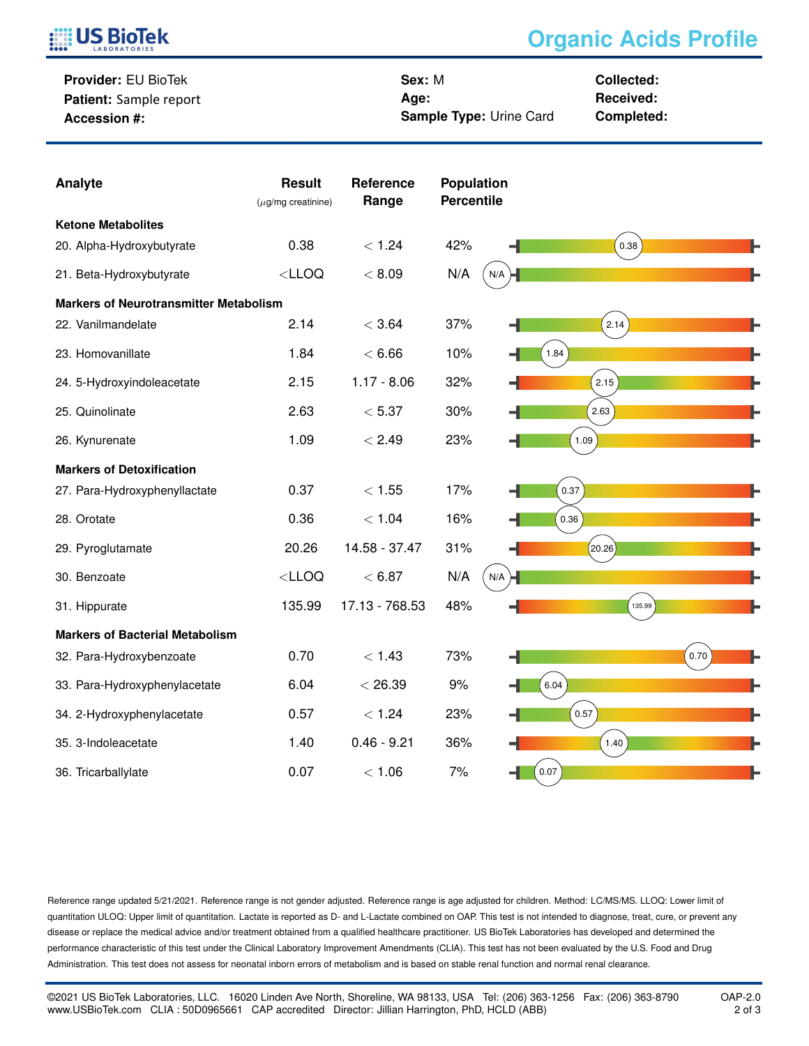# Organic Acids Profile

**Provider:** EU BioTek
**Patient:** Sample report
**Accession #:**

**Sex:** M
**Age:**
**Sample Type:** Urine Card

**Collected:**
**Received:**
**Completed:**

| Analyte | Result ($\mu$g/mg creatinine) | Reference Range | Population Percentile |
|---|---|---|---|
| **Ketone Metabolites** | | | |
| 20. Alpha-Hydroxybutyrate | 0.38 | < 1.24 | 42% |
| 21. Beta-Hydroxybutyrate | <LLOQ | < 8.09 | N/A |
| **Markers of Neurotransmitter Metabolism** | | | |
| 22. Vanilmandelate | 2.14 | < 3.64 | 37% |
| 23. Homovanillate | 1.84 | < 6.66 | 10% |
| 24. 5-Hydroxyindoleacetate | 2.15 | 1.17 - 8.06 | 32% |
| 25. Quinolinate | 2.63 | < 5.37 | 30% |
| 26. Kynurenate | 1.09 | < 2.49 | 23% |
| **Markers of Detoxification** | | | |
| 27. Para-Hydroxyphenyllactate | 0.37 | < 1.55 | 17% |
| 28. Orotate | 0.36 | < 1.04 | 16% |
| 29. Pyroglutamate | 20.26 | 14.58 - 37.47 | 31% |
| 30. Benzoate | <LLOQ | < 6.87 | N/A |
| 31. Hippurate | 135.99 | 17.13 - 768.53 | 48% |
| **Markers of Bacterial Metabolism** | | | |
| 32. Para-Hydroxybenzoate | 0.70 | < 1.43 | 73% |
| 33. Para-Hydroxyphenylacetate | 6.04 | < 26.39 | 9% |
| 34. 2-Hydroxyphenylacetate | 0.57 | < 1.24 | 23% |
| 35. 3-Indoleacetate | 1.40 | 0.46 - 9.21 | 36% |
| 36. Tricarballylate | 0.07 | < 1.06 | 7% |

Reference range updated 5/21/2021. Reference range is not gender adjusted. Reference range is age adjusted for children. Method: LC/MS/MS. LLOQ: Lower limit of quantitation ULOQ: Upper limit of quantitation. Lactate is reported as D- and L-Lactate combined on OAP. This test is not intended to diagnose, treat, cure, or prevent any disease or replace the medical advice and/or treatment obtained from a qualified healthcare practitioner. US BioTek Laboratories has developed and determined the performance characteristic of this test under the Clinical Laboratory Improvement Amendments (CLIA). This test has not been evaluated by the U.S. Food and Drug Administration. This test does not assess for neonatal inborn errors of metabolism and is based on stable renal function and normal renal clearance.

©2021 US BioTek Laboratories, LLC. 16020 Linden Ave North, Shoreline, WA 98133, USA Tel: (206) 363-1256 Fax: (206) 363-8790
www.USBioTek.com CLIA : 50D0965661 CAP accredited Director: Jillian Harrington, PhD, HCLD (ABB)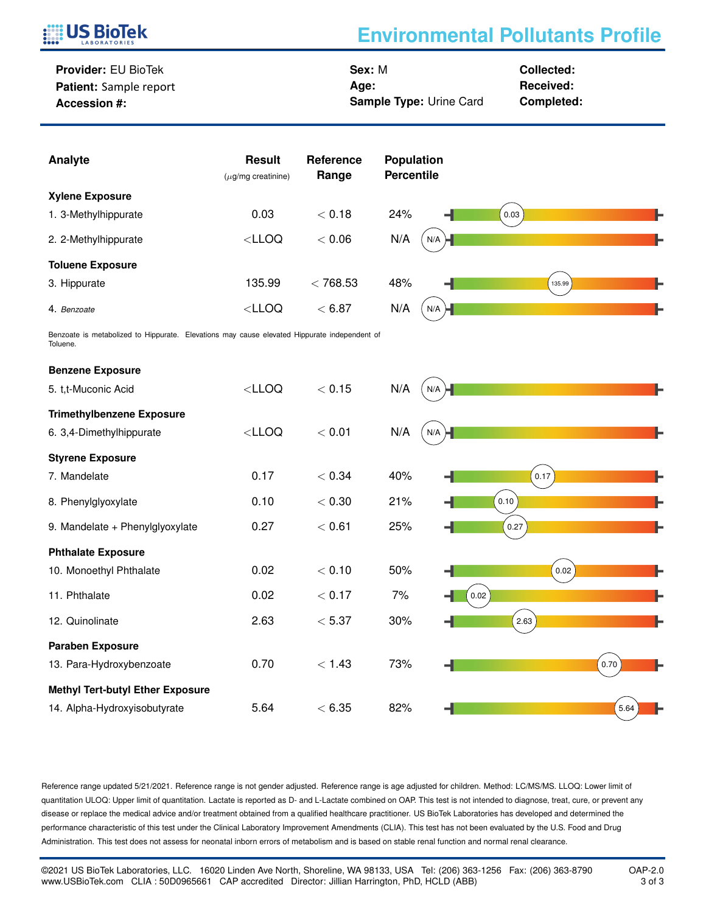# Environmental Pollutants Profile

**Provider:** EU BioTek
**Patient:** Sample report
**Accession #:**

**Sex:** M
**Age:**
**Sample Type:** Urine Card

**Collected:**
**Received:**
**Completed:**

| Analyte | Result ($\mu$g/mg creatinine) | Reference Range | Population Percentile |
|---|---|---|---|
| **Xylene Exposure** | | | |
| 1. 3-Methylhippurate | 0.03 | < 0.18 | 24% |
| 2. 2-Methylhippurate | <LLOQ | < 0.06 | N/A |
| **Toluene Exposure** | | | |
| 3. Hippurate | 135.99 | < 768.53 | 48% |
| 4. *Benzoate* | <LLOQ | < 6.87 | N/A |
| **Benzene Exposure** | | | |
| 5. t,t-Muconic Acid | <LLOQ | < 0.15 | N/A |
| **Trimethylbenzene Exposure** | | | |
| 6. 3,4-Dimethylhippurate | <LLOQ | < 0.01 | N/A |
| **Styrene Exposure** | | | |
| 7. Mandelate | 0.17 | < 0.34 | 40% |
| 8. Phenylglyoxylate | 0.10 | < 0.30 | 21% |
| 9. Mandelate + Phenylglyoxylate | 0.27 | < 0.61 | 25% |
| **Phthalate Exposure** | | | |
| 10. Monoethyl Phthalate | 0.02 | < 0.10 | 50% |
| 11. Phthalate | 0.02 | < 0.17 | 7% |
| 12. Quinolinate | 2.63 | < 5.37 | 30% |
| **Paraben Exposure** | | | |
| 13. Para-Hydroxybenzoate | 0.70 | < 1.43 | 73% |
| **Methyl Tert-butyl Ether Exposure** | | | |
| 14. Alpha-Hydroxyisobutyrate | 5.64 | < 6.35 | 82% |

Benzoate is metabolized to Hippurate. Elevations may cause elevated Hippurate independent of Toluene.

Reference range updated 5/21/2021. Reference range is not gender adjusted. Reference range is age adjusted for children. Method: LC/MS/MS. LLOQ: Lower limit of quantitation ULOQ: Upper limit of quantitation. Lactate is reported as D- and L-Lactate combined on OAP. This test is not intended to diagnose, treat, cure, or prevent any disease or replace the medical advice and/or treatment obtained from a qualified healthcare practitioner. US BioTek Laboratories has developed and determined the performance characteristic of this test under the Clinical Laboratory Improvement Amendments (CLIA). This test has not been evaluated by the U.S. Food and Drug Administration. This test does not assess for neonatal inborn errors of metabolism and is based on stable renal function and normal renal clearance.

©2021 US BioTek Laboratories, LLC. 16020 Linden Ave North, Shoreline, WA 98133, USA Tel: (206) 363-1256 Fax: (206) 363-8790
www.USBioTek.com CLIA : 50D0965661 CAP accredited Director: Jillian Harrington, PhD, HCLD (ABB)